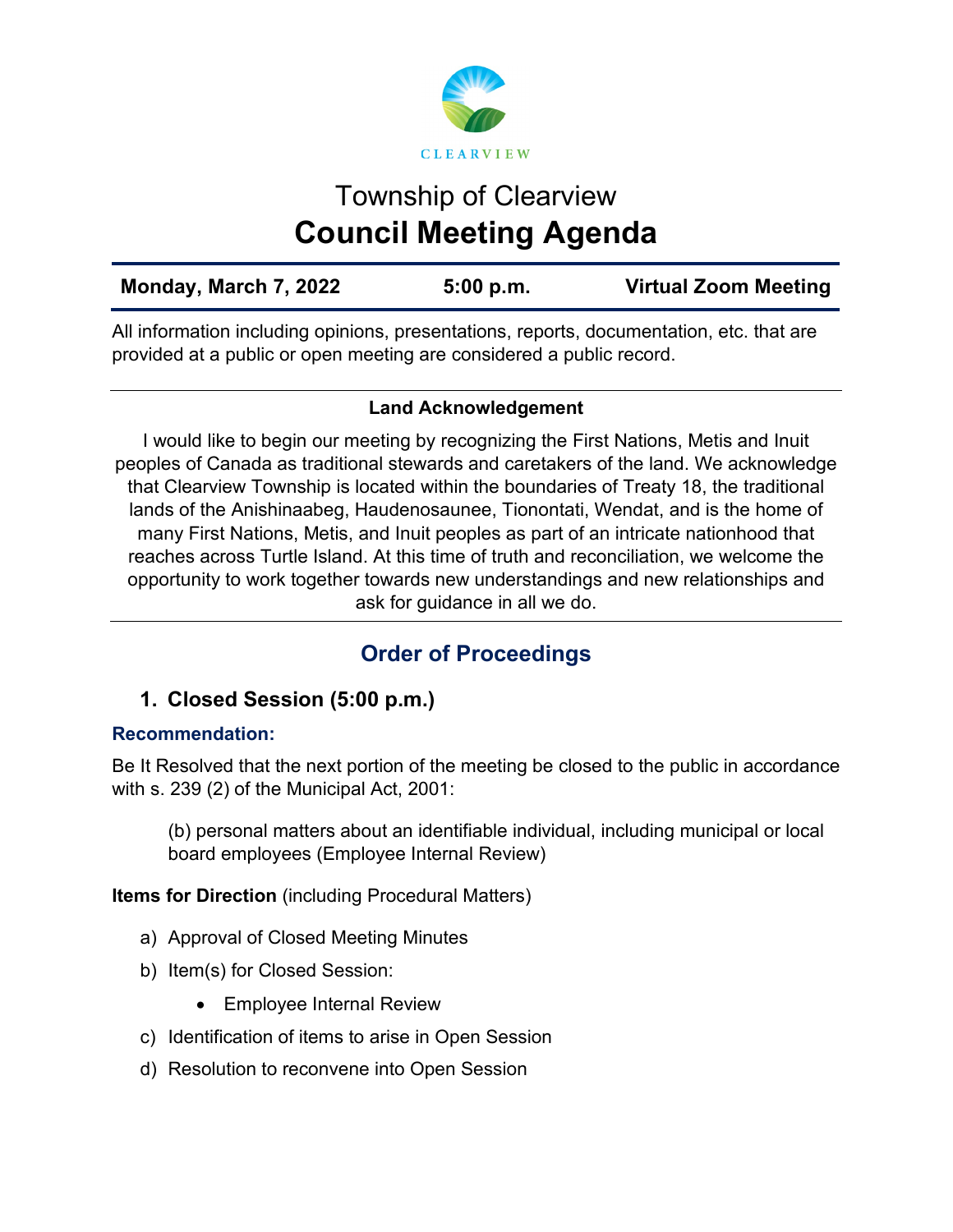CLEARVIEW

# Township of Clearview

# Council Meeting Agenda

| Monday, March 7, 2022 | 5:00 p.m. | Virtual Zoom Meeting |
|---|---|---|

All information including opinions, presentations, reports, documentation, etc. that are provided at a public or open meeting are considered a public record.

---

**Land Acknowledgement**

I would like to begin our meeting by recognizing the First Nations, Metis and Inuit peoples of Canada as traditional stewards and caretakers of the land. We acknowledge that Clearview Township is located within the boundaries of Treaty 18, the traditional lands of the Anishinaabeg, Haudenosaunee, Tionontati, Wendat, and is the home of many First Nations, Metis, and Inuit peoples as part of an intricate nationhood that reaches across Turtle Island. At this time of truth and reconciliation, we welcome the opportunity to work together towards new understandings and new relationships and ask for guidance in all we do.

---

## Order of Proceedings

### 1. Closed Session (5:00 p.m.)

**Recommendation:**

Be It Resolved that the next portion of the meeting be closed to the public in accordance with s. 239 (2) of the Municipal Act, 2001:

> (b) personal matters about an identifiable individual, including municipal or local board employees (Employee Internal Review)

**Items for Direction** (including Procedural Matters)

a) Approval of Closed Meeting Minutes

b) Item(s) for Closed Session:

- Employee Internal Review

c) Identification of items to arise in Open Session

d) Resolution to reconvene into Open Session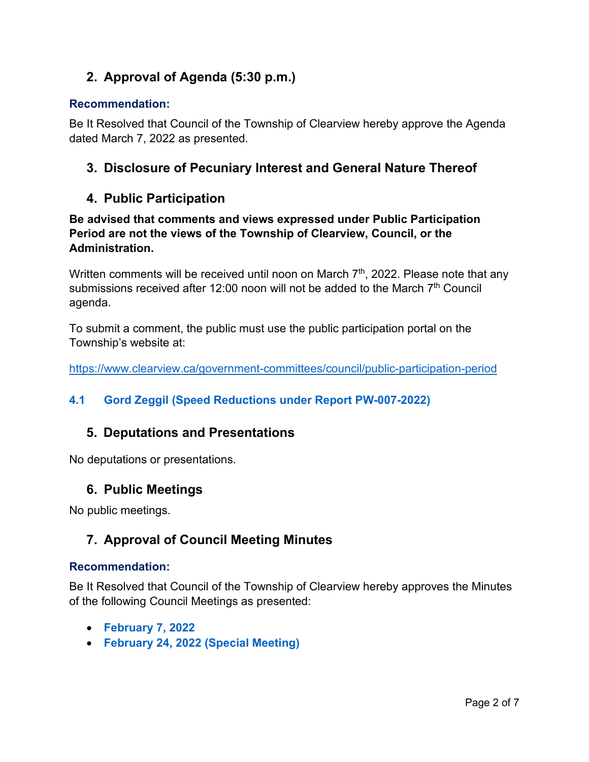## 2. Approval of Agenda (5:30 p.m.)

**Recommendation:**

Be It Resolved that Council of the Township of Clearview hereby approve the Agenda dated March 7, 2022 as presented.

## 3. Disclosure of Pecuniary Interest and General Nature Thereof

## 4. Public Participation

**Be advised that comments and views expressed under Public Participation Period are not the views of the Township of Clearview, Council, or the Administration.**

Written comments will be received until noon on March 7th, 2022. Please note that any submissions received after 12:00 noon will not be added to the March 7th Council agenda.

To submit a comment, the public must use the public participation portal on the Township's website at:

https://www.clearview.ca/government-committees/council/public-participation-period

### 4.1 Gord Zeggil (Speed Reductions under Report PW-007-2022)

## 5. Deputations and Presentations

No deputations or presentations.

## 6. Public Meetings

No public meetings.

## 7. Approval of Council Meeting Minutes

**Recommendation:**

Be It Resolved that Council of the Township of Clearview hereby approves the Minutes of the following Council Meetings as presented:

- **February 7, 2022**
- **February 24, 2022 (Special Meeting)**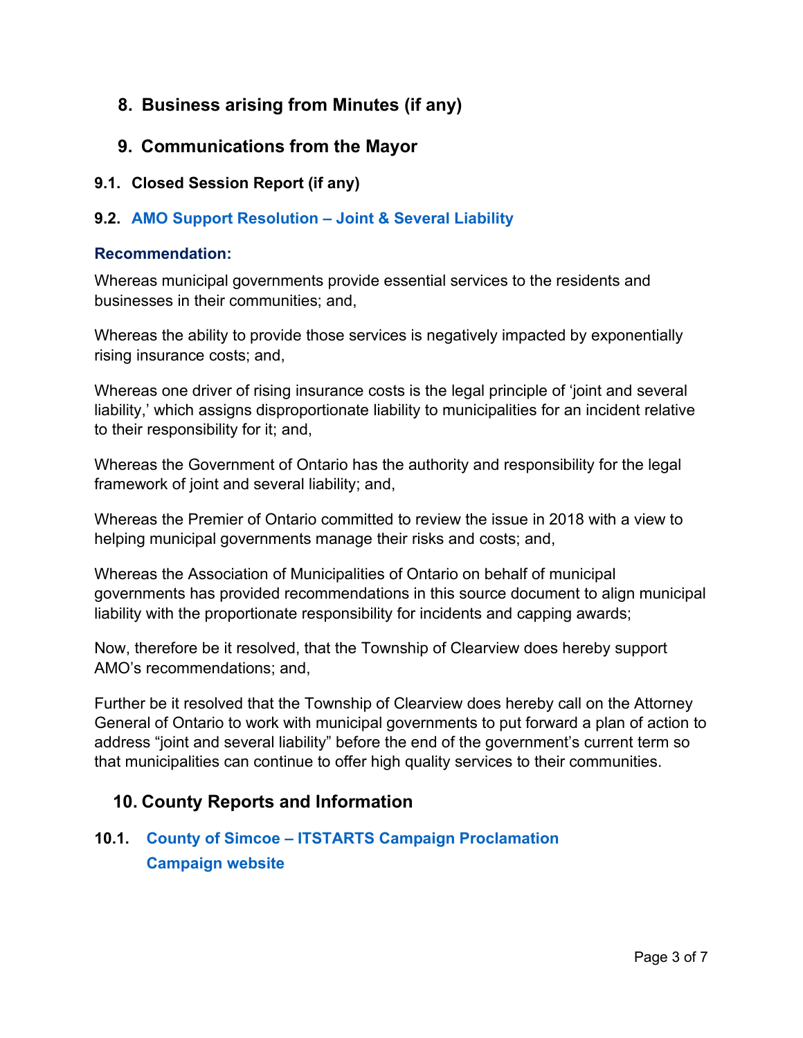## 8. Business arising from Minutes (if any)

## 9. Communications from the Mayor

### 9.1. Closed Session Report (if any)

### 9.2. AMO Support Resolution – Joint & Several Liability

**Recommendation:**

Whereas municipal governments provide essential services to the residents and businesses in their communities; and,

Whereas the ability to provide those services is negatively impacted by exponentially rising insurance costs; and,

Whereas one driver of rising insurance costs is the legal principle of 'joint and several liability,' which assigns disproportionate liability to municipalities for an incident relative to their responsibility for it; and,

Whereas the Government of Ontario has the authority and responsibility for the legal framework of joint and several liability; and,

Whereas the Premier of Ontario committed to review the issue in 2018 with a view to helping municipal governments manage their risks and costs; and,

Whereas the Association of Municipalities of Ontario on behalf of municipal governments has provided recommendations in this source document to align municipal liability with the proportionate responsibility for incidents and capping awards;

Now, therefore be it resolved, that the Township of Clearview does hereby support AMO's recommendations; and,

Further be it resolved that the Township of Clearview does hereby call on the Attorney General of Ontario to work with municipal governments to put forward a plan of action to address "joint and several liability" before the end of the government's current term so that municipalities can continue to offer high quality services to their communities.

## 10. County Reports and Information

### 10.1. County of Simcoe – ITSTARTS Campaign Proclamation Campaign website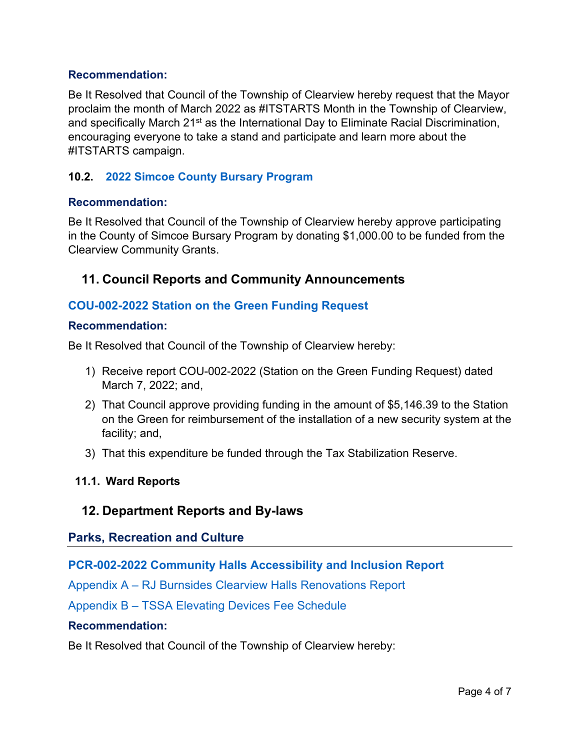**Recommendation:**

Be It Resolved that Council of the Township of Clearview hereby request that the Mayor proclaim the month of March 2022 as #ITSTARTS Month in the Township of Clearview, and specifically March 21st as the International Day to Eliminate Racial Discrimination, encouraging everyone to take a stand and participate and learn more about the #ITSTARTS campaign.

### 10.2. 2022 Simcoe County Bursary Program

**Recommendation:**

Be It Resolved that Council of the Township of Clearview hereby approve participating in the County of Simcoe Bursary Program by donating $1,000.00 to be funded from the Clearview Community Grants.

## 11. Council Reports and Community Announcements

### COU-002-2022 Station on the Green Funding Request

**Recommendation:**

Be It Resolved that Council of the Township of Clearview hereby:

1) Receive report COU-002-2022 (Station on the Green Funding Request) dated March 7, 2022; and,
2) That Council approve providing funding in the amount of $5,146.39 to the Station on the Green for reimbursement of the installation of a new security system at the facility; and,
3) That this expenditure be funded through the Tax Stabilization Reserve.

### 11.1. Ward Reports

## 12. Department Reports and By-laws

### Parks, Recreation and Culture

### PCR-002-2022 Community Halls Accessibility and Inclusion Report

Appendix A – RJ Burnsides Clearview Halls Renovations Report

Appendix B – TSSA Elevating Devices Fee Schedule

**Recommendation:**

Be It Resolved that Council of the Township of Clearview hereby: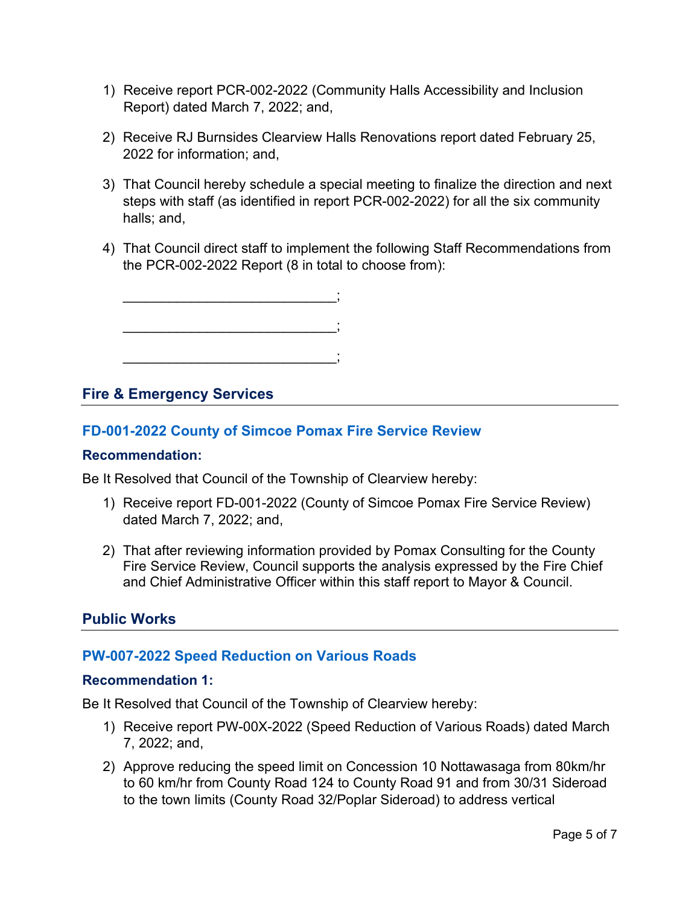1) Receive report PCR-002-2022 (Community Halls Accessibility and Inclusion Report) dated March 7, 2022; and,

2) Receive RJ Burnsides Clearview Halls Renovations report dated February 25, 2022 for information; and,

3) That Council hereby schedule a special meeting to finalize the direction and next steps with staff (as identified in report PCR-002-2022) for all the six community halls; and,

4) That Council direct staff to implement the following Staff Recommendations from the PCR-002-2022 Report (8 in total to choose from):

   ___________________________;

   ___________________________;

   ___________________________;

## Fire & Emergency Services

### FD-001-2022 County of Simcoe Pomax Fire Service Review

#### Recommendation:

Be It Resolved that Council of the Township of Clearview hereby:

1) Receive report FD-001-2022 (County of Simcoe Pomax Fire Service Review) dated March 7, 2022; and,

2) That after reviewing information provided by Pomax Consulting for the County Fire Service Review, Council supports the analysis expressed by the Fire Chief and Chief Administrative Officer within this staff report to Mayor & Council.

## Public Works

### PW-007-2022 Speed Reduction on Various Roads

#### Recommendation 1:

Be It Resolved that Council of the Township of Clearview hereby:

1) Receive report PW-00X-2022 (Speed Reduction of Various Roads) dated March 7, 2022; and,

2) Approve reducing the speed limit on Concession 10 Nottawasaga from 80km/hr to 60 km/hr from County Road 124 to County Road 91 and from 30/31 Sideroad to the town limits (County Road 32/Poplar Sideroad) to address vertical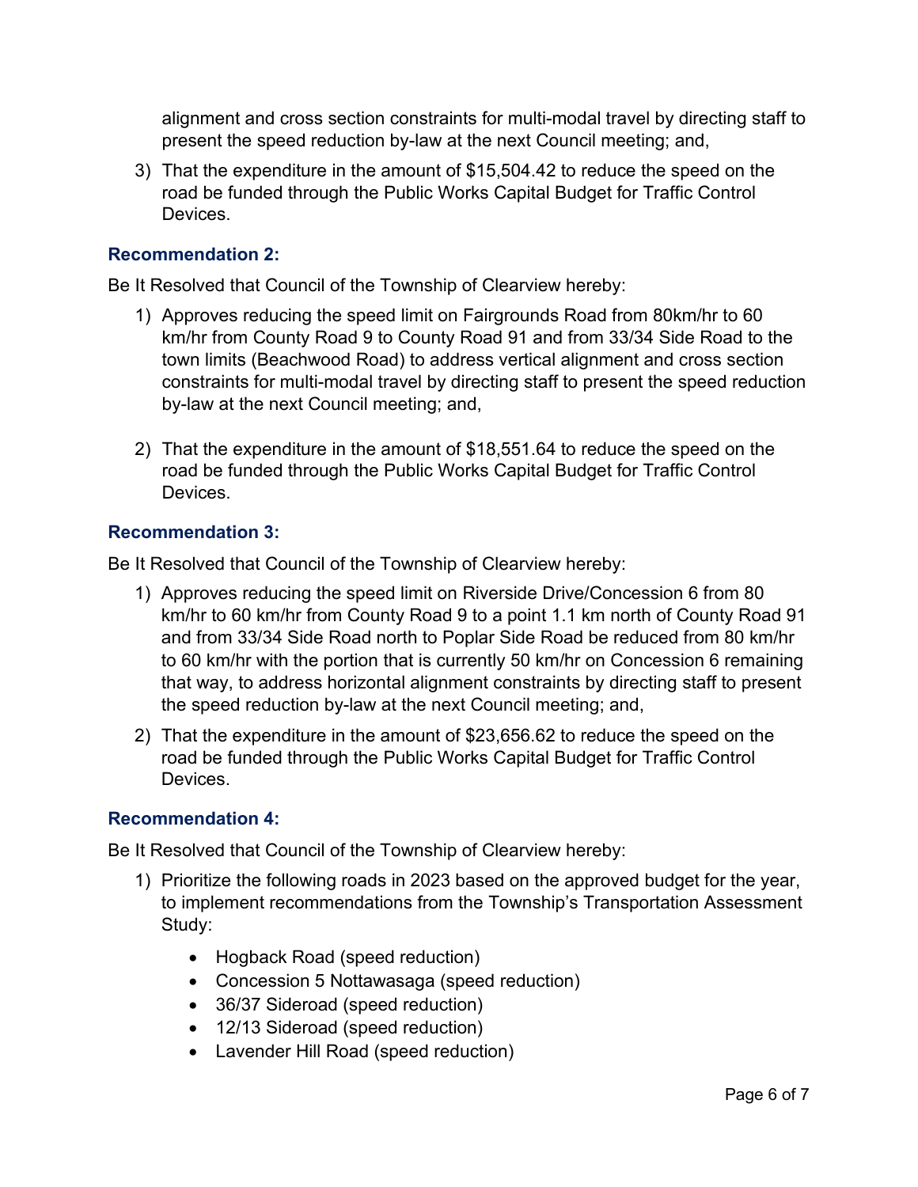alignment and cross section constraints for multi-modal travel by directing staff to present the speed reduction by-law at the next Council meeting; and,

3) That the expenditure in the amount of $15,504.42 to reduce the speed on the road be funded through the Public Works Capital Budget for Traffic Control Devices.

### Recommendation 2:

Be It Resolved that Council of the Township of Clearview hereby:

1) Approves reducing the speed limit on Fairgrounds Road from 80km/hr to 60 km/hr from County Road 9 to County Road 91 and from 33/34 Side Road to the town limits (Beachwood Road) to address vertical alignment and cross section constraints for multi-modal travel by directing staff to present the speed reduction by-law at the next Council meeting; and,

2) That the expenditure in the amount of $18,551.64 to reduce the speed on the road be funded through the Public Works Capital Budget for Traffic Control Devices.

### Recommendation 3:

Be It Resolved that Council of the Township of Clearview hereby:

1) Approves reducing the speed limit on Riverside Drive/Concession 6 from 80 km/hr to 60 km/hr from County Road 9 to a point 1.1 km north of County Road 91 and from 33/34 Side Road north to Poplar Side Road be reduced from 80 km/hr to 60 km/hr with the portion that is currently 50 km/hr on Concession 6 remaining that way, to address horizontal alignment constraints by directing staff to present the speed reduction by-law at the next Council meeting; and,
2) That the expenditure in the amount of $23,656.62 to reduce the speed on the road be funded through the Public Works Capital Budget for Traffic Control Devices.

### Recommendation 4:

Be It Resolved that Council of the Township of Clearview hereby:

1) Prioritize the following roads in 2023 based on the approved budget for the year, to implement recommendations from the Township's Transportation Assessment Study:

   - Hogback Road (speed reduction)
   - Concession 5 Nottawasaga (speed reduction)
   - 36/37 Sideroad (speed reduction)
   - 12/13 Sideroad (speed reduction)
   - Lavender Hill Road (speed reduction)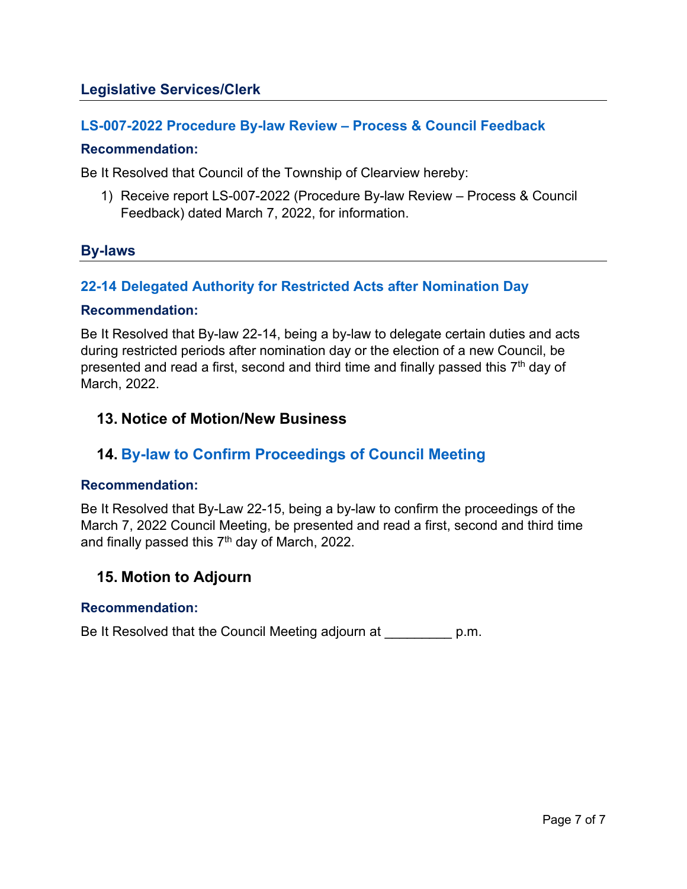## Legislative Services/Clerk

### LS-007-2022 Procedure By-law Review – Process & Council Feedback

**Recommendation:**

Be It Resolved that Council of the Township of Clearview hereby:

1) Receive report LS-007-2022 (Procedure By-law Review – Process & Council Feedback) dated March 7, 2022, for information.

## By-laws

### 22-14 Delegated Authority for Restricted Acts after Nomination Day

**Recommendation:**

Be It Resolved that By-law 22-14, being a by-law to delegate certain duties and acts during restricted periods after nomination day or the election of a new Council, be presented and read a first, second and third time and finally passed this 7th day of March, 2022.

## 13. Notice of Motion/New Business

## 14. By-law to Confirm Proceedings of Council Meeting

**Recommendation:**

Be It Resolved that By-Law 22-15, being a by-law to confirm the proceedings of the March 7, 2022 Council Meeting, be presented and read a first, second and third time and finally passed this 7th day of March, 2022.

## 15. Motion to Adjourn

**Recommendation:**

Be It Resolved that the Council Meeting adjourn at _________ p.m.